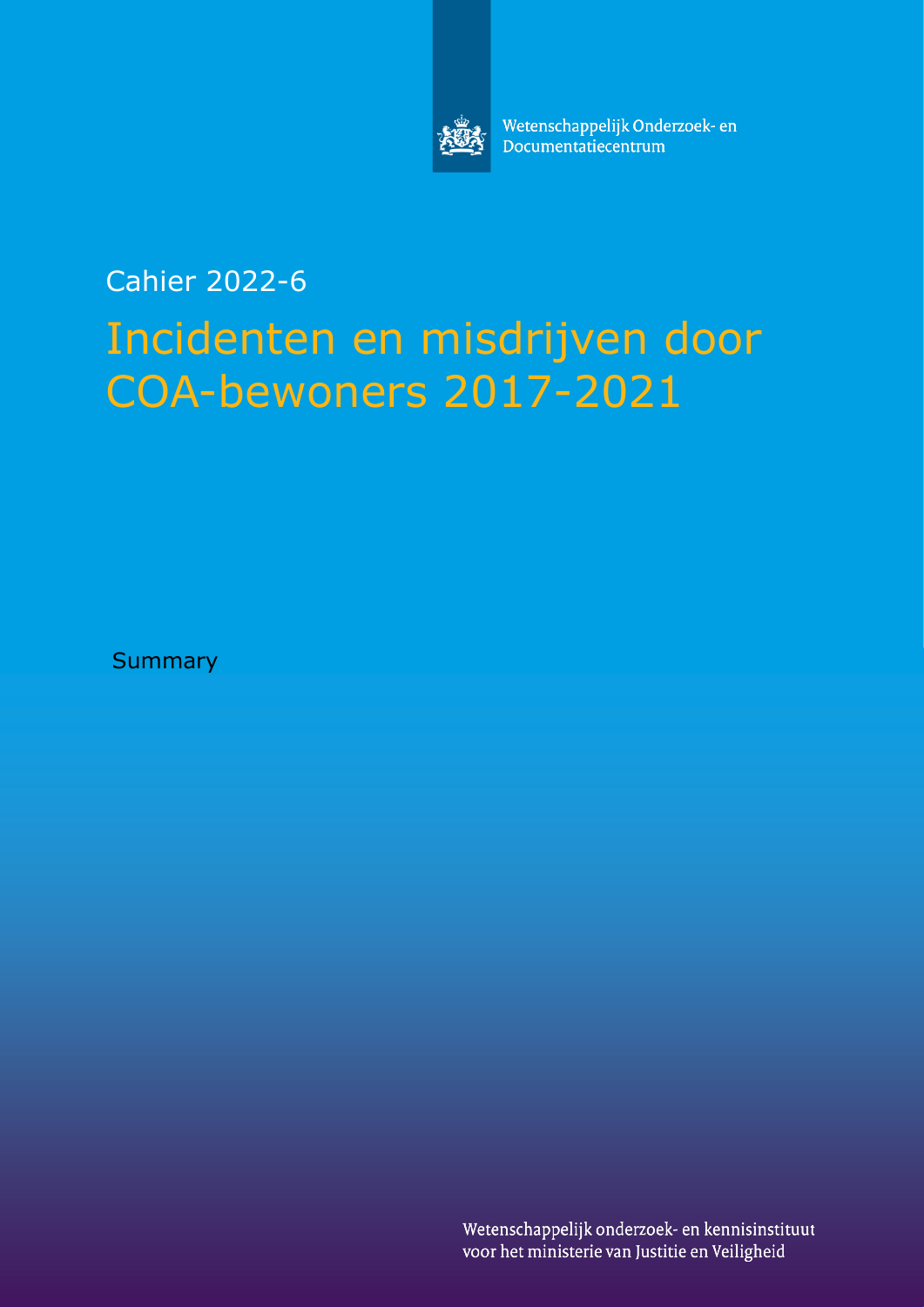Wetenschappelijk Onderzoek- en Documentatiecentrum

Cahier 2022-6

# Incidenten en misdrijven door COA-bewoners 2017-2021

Summary

Wetenschappelijk onderzoek- en kennisinstituut voor het ministerie van Justitie en Veiligheid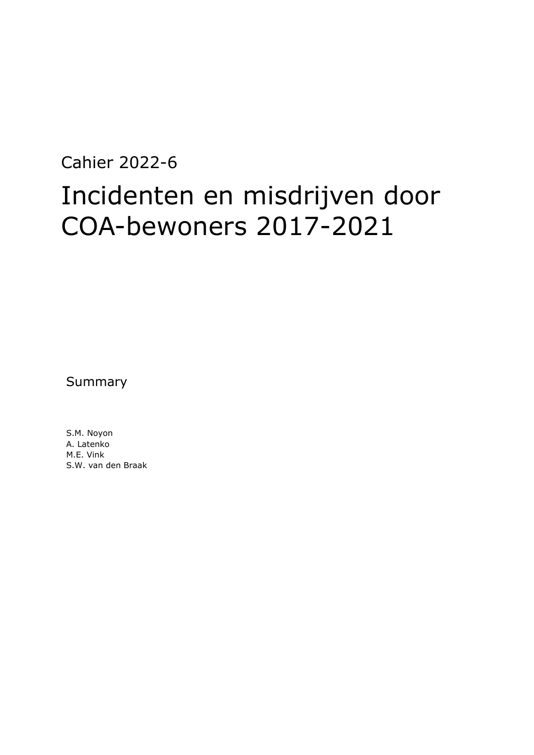Cahier 2022-6

# Incidenten en misdrijven door COA-bewoners 2017-2021

Summary

S.M. Noyon
A. Latenko
M.E. Vink
S.W. van den Braak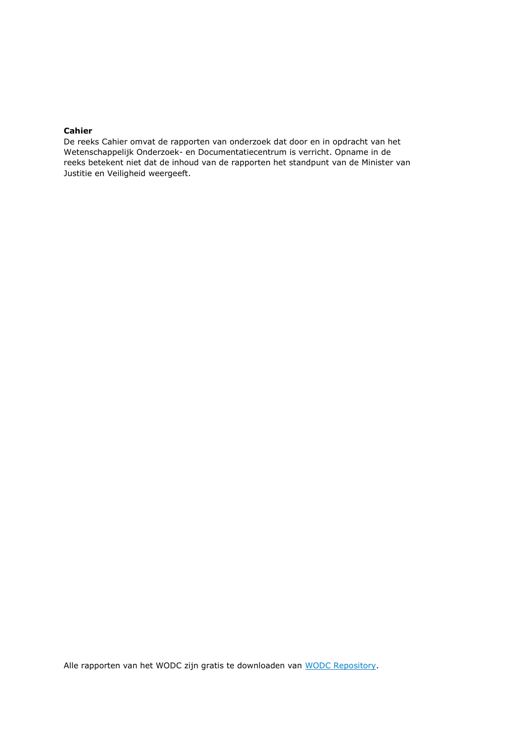**Cahier**

De reeks Cahier omvat de rapporten van onderzoek dat door en in opdracht van het Wetenschappelijk Onderzoek- en Documentatiecentrum is verricht. Opname in de reeks betekent niet dat de inhoud van de rapporten het standpunt van de Minister van Justitie en Veiligheid weergeeft.

Alle rapporten van het WODC zijn gratis te downloaden van WODC Repository.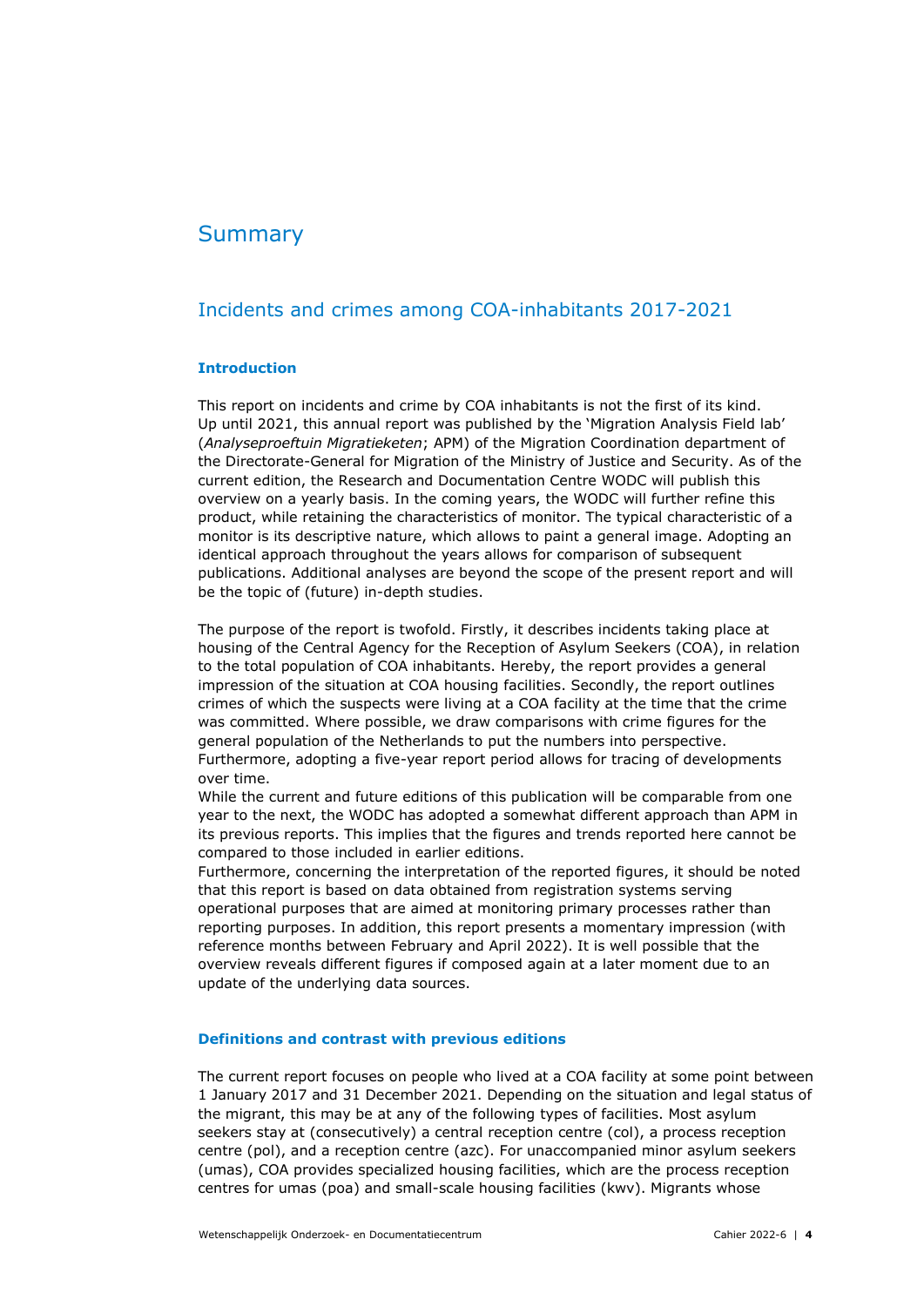# Summary

## Incidents and crimes among COA-inhabitants 2017-2021

### Introduction

This report on incidents and crime by COA inhabitants is not the first of its kind. Up until 2021, this annual report was published by the 'Migration Analysis Field lab' (*Analyseproeftuin Migratieketen*; APM) of the Migration Coordination department of the Directorate-General for Migration of the Ministry of Justice and Security. As of the current edition, the Research and Documentation Centre WODC will publish this overview on a yearly basis. In the coming years, the WODC will further refine this product, while retaining the characteristics of monitor. The typical characteristic of a monitor is its descriptive nature, which allows to paint a general image. Adopting an identical approach throughout the years allows for comparison of subsequent publications. Additional analyses are beyond the scope of the present report and will be the topic of (future) in-depth studies.

The purpose of the report is twofold. Firstly, it describes incidents taking place at housing of the Central Agency for the Reception of Asylum Seekers (COA), in relation to the total population of COA inhabitants. Hereby, the report provides a general impression of the situation at COA housing facilities. Secondly, the report outlines crimes of which the suspects were living at a COA facility at the time that the crime was committed. Where possible, we draw comparisons with crime figures for the general population of the Netherlands to put the numbers into perspective. Furthermore, adopting a five-year report period allows for tracing of developments over time.

While the current and future editions of this publication will be comparable from one year to the next, the WODC has adopted a somewhat different approach than APM in its previous reports. This implies that the figures and trends reported here cannot be compared to those included in earlier editions.

Furthermore, concerning the interpretation of the reported figures, it should be noted that this report is based on data obtained from registration systems serving operational purposes that are aimed at monitoring primary processes rather than reporting purposes. In addition, this report presents a momentary impression (with reference months between February and April 2022). It is well possible that the overview reveals different figures if composed again at a later moment due to an update of the underlying data sources.

### Definitions and contrast with previous editions

The current report focuses on people who lived at a COA facility at some point between 1 January 2017 and 31 December 2021. Depending on the situation and legal status of the migrant, this may be at any of the following types of facilities. Most asylum seekers stay at (consecutively) a central reception centre (col), a process reception centre (pol), and a reception centre (azc). For unaccompanied minor asylum seekers (umas), COA provides specialized housing facilities, which are the process reception centres for umas (poa) and small-scale housing facilities (kwv). Migrants whose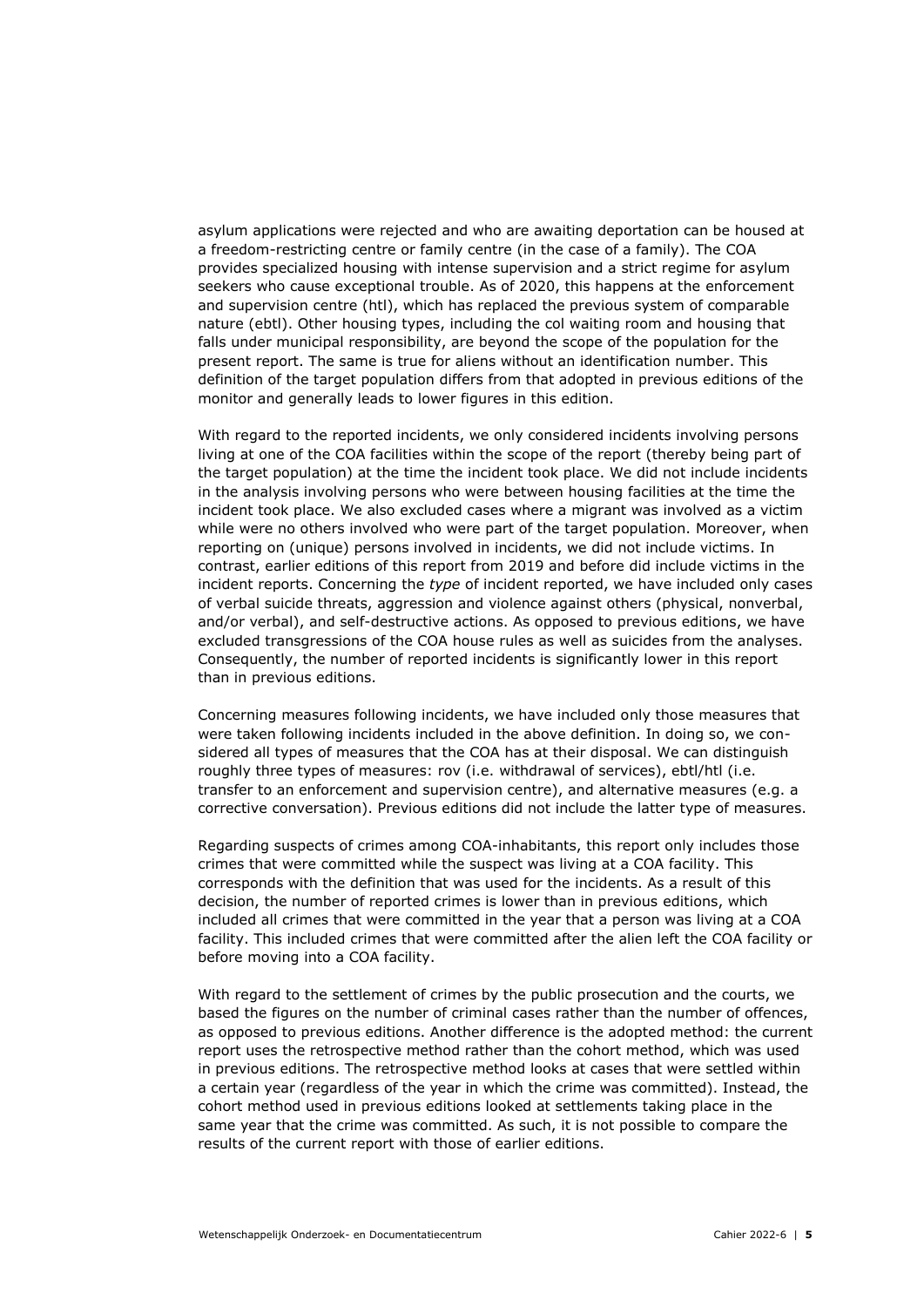asylum applications were rejected and who are awaiting deportation can be housed at a freedom-restricting centre or family centre (in the case of a family). The COA provides specialized housing with intense supervision and a strict regime for asylum seekers who cause exceptional trouble. As of 2020, this happens at the enforcement and supervision centre (htl), which has replaced the previous system of comparable nature (ebtl). Other housing types, including the col waiting room and housing that falls under municipal responsibility, are beyond the scope of the population for the present report. The same is true for aliens without an identification number. This definition of the target population differs from that adopted in previous editions of the monitor and generally leads to lower figures in this edition.

With regard to the reported incidents, we only considered incidents involving persons living at one of the COA facilities within the scope of the report (thereby being part of the target population) at the time the incident took place. We did not include incidents in the analysis involving persons who were between housing facilities at the time the incident took place. We also excluded cases where a migrant was involved as a victim while were no others involved who were part of the target population. Moreover, when reporting on (unique) persons involved in incidents, we did not include victims. In contrast, earlier editions of this report from 2019 and before did include victims in the incident reports. Concerning the *type* of incident reported, we have included only cases of verbal suicide threats, aggression and violence against others (physical, nonverbal, and/or verbal), and self-destructive actions. As opposed to previous editions, we have excluded transgressions of the COA house rules as well as suicides from the analyses. Consequently, the number of reported incidents is significantly lower in this report than in previous editions.

Concerning measures following incidents, we have included only those measures that were taken following incidents included in the above definition. In doing so, we considered all types of measures that the COA has at their disposal. We can distinguish roughly three types of measures: rov (i.e. withdrawal of services), ebtl/htl (i.e. transfer to an enforcement and supervision centre), and alternative measures (e.g. a corrective conversation). Previous editions did not include the latter type of measures.

Regarding suspects of crimes among COA-inhabitants, this report only includes those crimes that were committed while the suspect was living at a COA facility. This corresponds with the definition that was used for the incidents. As a result of this decision, the number of reported crimes is lower than in previous editions, which included all crimes that were committed in the year that a person was living at a COA facility. This included crimes that were committed after the alien left the COA facility or before moving into a COA facility.

With regard to the settlement of crimes by the public prosecution and the courts, we based the figures on the number of criminal cases rather than the number of offences, as opposed to previous editions. Another difference is the adopted method: the current report uses the retrospective method rather than the cohort method, which was used in previous editions. The retrospective method looks at cases that were settled within a certain year (regardless of the year in which the crime was committed). Instead, the cohort method used in previous editions looked at settlements taking place in the same year that the crime was committed. As such, it is not possible to compare the results of the current report with those of earlier editions.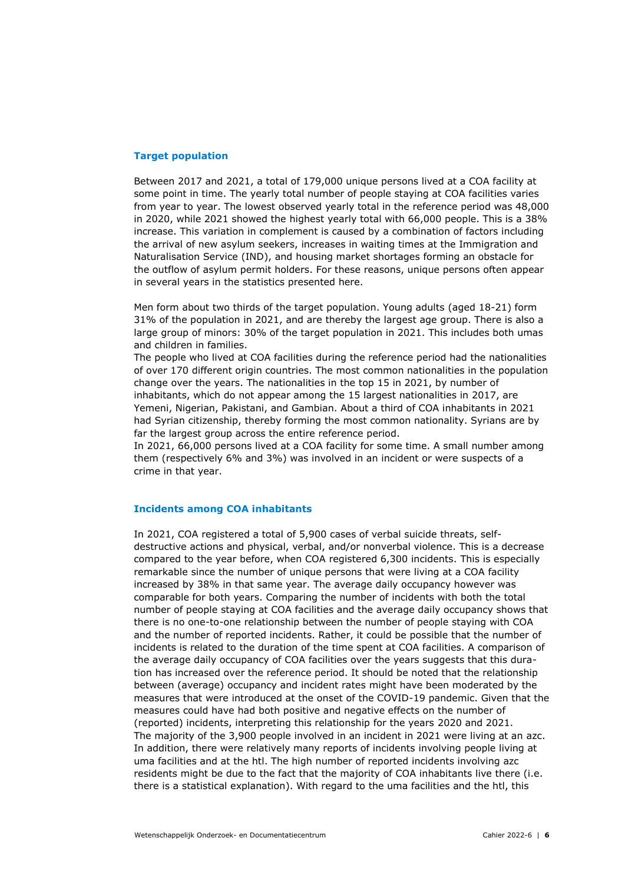### Target population

Between 2017 and 2021, a total of 179,000 unique persons lived at a COA facility at some point in time. The yearly total number of people staying at COA facilities varies from year to year. The lowest observed yearly total in the reference period was 48,000 in 2020, while 2021 showed the highest yearly total with 66,000 people. This is a 38% increase. This variation in complement is caused by a combination of factors including the arrival of new asylum seekers, increases in waiting times at the Immigration and Naturalisation Service (IND), and housing market shortages forming an obstacle for the outflow of asylum permit holders. For these reasons, unique persons often appear in several years in the statistics presented here.

Men form about two thirds of the target population. Young adults (aged 18-21) form 31% of the population in 2021, and are thereby the largest age group. There is also a large group of minors: 30% of the target population in 2021. This includes both umas and children in families.
The people who lived at COA facilities during the reference period had the nationalities of over 170 different origin countries. The most common nationalities in the population change over the years. The nationalities in the top 15 in 2021, by number of inhabitants, which do not appear among the 15 largest nationalities in 2017, are Yemeni, Nigerian, Pakistani, and Gambian. About a third of COA inhabitants in 2021 had Syrian citizenship, thereby forming the most common nationality. Syrians are by far the largest group across the entire reference period.
In 2021, 66,000 persons lived at a COA facility for some time. A small number among them (respectively 6% and 3%) was involved in an incident or were suspects of a crime in that year.

### Incidents among COA inhabitants

In 2021, COA registered a total of 5,900 cases of verbal suicide threats, self-destructive actions and physical, verbal, and/or nonverbal violence. This is a decrease compared to the year before, when COA registered 6,300 incidents. This is especially remarkable since the number of unique persons that were living at a COA facility increased by 38% in that same year. The average daily occupancy however was comparable for both years. Comparing the number of incidents with both the total number of people staying at COA facilities and the average daily occupancy shows that there is no one-to-one relationship between the number of people staying with COA and the number of reported incidents. Rather, it could be possible that the number of incidents is related to the duration of the time spent at COA facilities. A comparison of the average daily occupancy of COA facilities over the years suggests that this duration has increased over the reference period. It should be noted that the relationship between (average) occupancy and incident rates might have been moderated by the measures that were introduced at the onset of the COVID-19 pandemic. Given that the measures could have had both positive and negative effects on the number of (reported) incidents, interpreting this relationship for the years 2020 and 2021.
The majority of the 3,900 people involved in an incident in 2021 were living at an azc. In addition, there were relatively many reports of incidents involving people living at uma facilities and at the htl. The high number of reported incidents involving azc residents might be due to the fact that the majority of COA inhabitants live there (i.e. there is a statistical explanation). With regard to the uma facilities and the htl, this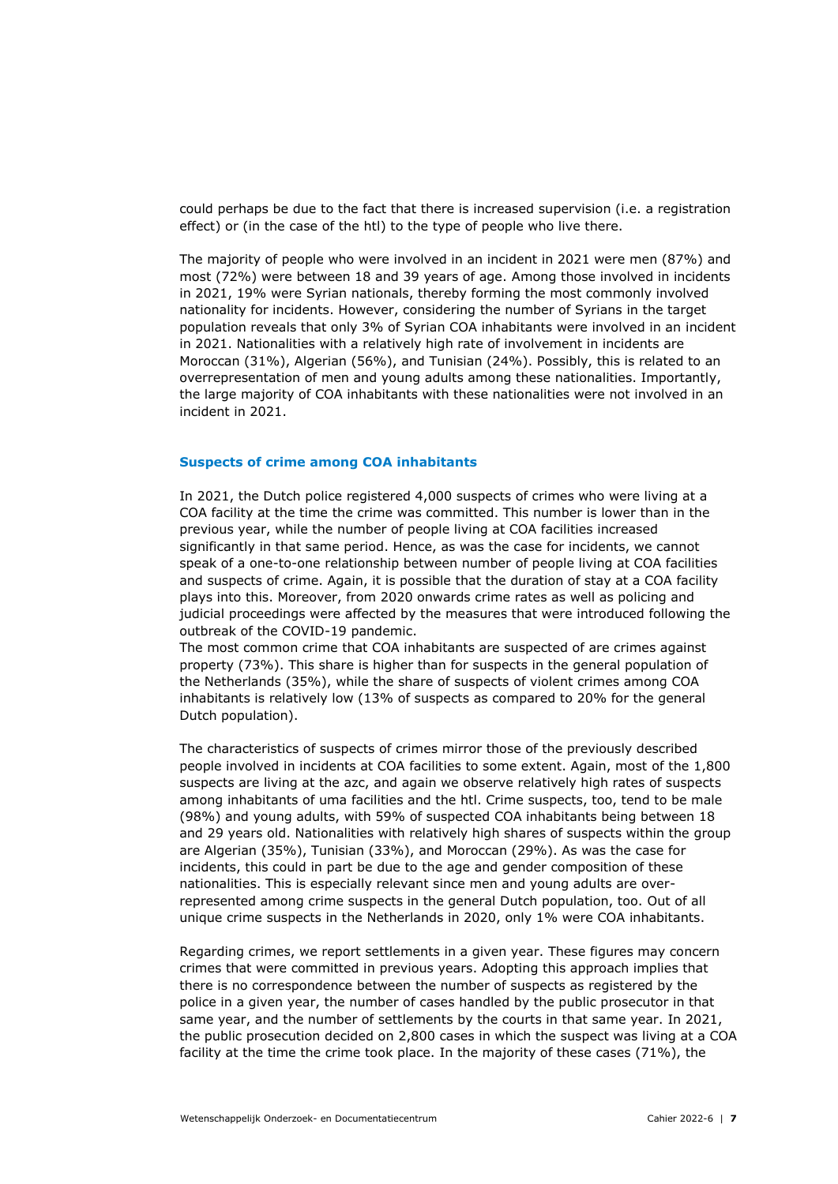could perhaps be due to the fact that there is increased supervision (i.e. a registration effect) or (in the case of the htl) to the type of people who live there.

The majority of people who were involved in an incident in 2021 were men (87%) and most (72%) were between 18 and 39 years of age. Among those involved in incidents in 2021, 19% were Syrian nationals, thereby forming the most commonly involved nationality for incidents. However, considering the number of Syrians in the target population reveals that only 3% of Syrian COA inhabitants were involved in an incident in 2021. Nationalities with a relatively high rate of involvement in incidents are Moroccan (31%), Algerian (56%), and Tunisian (24%). Possibly, this is related to an overrepresentation of men and young adults among these nationalities. Importantly, the large majority of COA inhabitants with these nationalities were not involved in an incident in 2021.

## Suspects of crime among COA inhabitants

In 2021, the Dutch police registered 4,000 suspects of crimes who were living at a COA facility at the time the crime was committed. This number is lower than in the previous year, while the number of people living at COA facilities increased significantly in that same period. Hence, as was the case for incidents, we cannot speak of a one-to-one relationship between number of people living at COA facilities and suspects of crime. Again, it is possible that the duration of stay at a COA facility plays into this. Moreover, from 2020 onwards crime rates as well as policing and judicial proceedings were affected by the measures that were introduced following the outbreak of the COVID-19 pandemic.
The most common crime that COA inhabitants are suspected of are crimes against property (73%). This share is higher than for suspects in the general population of the Netherlands (35%), while the share of suspects of violent crimes among COA inhabitants is relatively low (13% of suspects as compared to 20% for the general Dutch population).

The characteristics of suspects of crimes mirror those of the previously described people involved in incidents at COA facilities to some extent. Again, most of the 1,800 suspects are living at the azc, and again we observe relatively high rates of suspects among inhabitants of uma facilities and the htl. Crime suspects, too, tend to be male (98%) and young adults, with 59% of suspected COA inhabitants being between 18 and 29 years old. Nationalities with relatively high shares of suspects within the group are Algerian (35%), Tunisian (33%), and Moroccan (29%). As was the case for incidents, this could in part be due to the age and gender composition of these nationalities. This is especially relevant since men and young adults are over-represented among crime suspects in the general Dutch population, too. Out of all unique crime suspects in the Netherlands in 2020, only 1% were COA inhabitants.

Regarding crimes, we report settlements in a given year. These figures may concern crimes that were committed in previous years. Adopting this approach implies that there is no correspondence between the number of suspects as registered by the police in a given year, the number of cases handled by the public prosecutor in that same year, and the number of settlements by the courts in that same year. In 2021, the public prosecution decided on 2,800 cases in which the suspect was living at a COA facility at the time the crime took place. In the majority of these cases (71%), the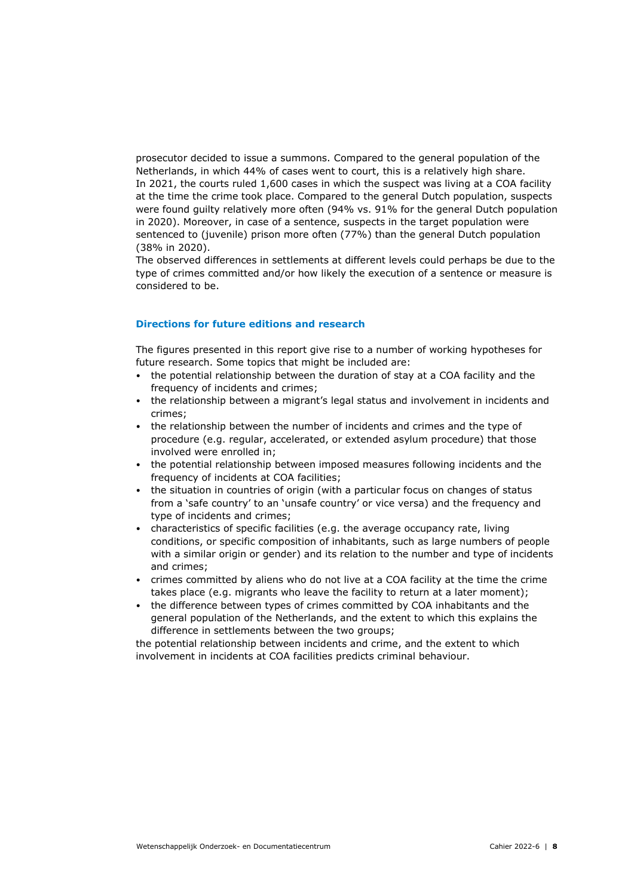prosecutor decided to issue a summons. Compared to the general population of the Netherlands, in which 44% of cases went to court, this is a relatively high share.
In 2021, the courts ruled 1,600 cases in which the suspect was living at a COA facility at the time the crime took place. Compared to the general Dutch population, suspects were found guilty relatively more often (94% vs. 91% for the general Dutch population in 2020). Moreover, in case of a sentence, suspects in the target population were sentenced to (juvenile) prison more often (77%) than the general Dutch population (38% in 2020).
The observed differences in settlements at different levels could perhaps be due to the type of crimes committed and/or how likely the execution of a sentence or measure is considered to be.

### Directions for future editions and research

The figures presented in this report give rise to a number of working hypotheses for future research. Some topics that might be included are:

- the potential relationship between the duration of stay at a COA facility and the frequency of incidents and crimes;
- the relationship between a migrant's legal status and involvement in incidents and crimes;
- the relationship between the number of incidents and crimes and the type of procedure (e.g. regular, accelerated, or extended asylum procedure) that those involved were enrolled in;
- the potential relationship between imposed measures following incidents and the frequency of incidents at COA facilities;
- the situation in countries of origin (with a particular focus on changes of status from a 'safe country' to an 'unsafe country' or vice versa) and the frequency and type of incidents and crimes;
- characteristics of specific facilities (e.g. the average occupancy rate, living conditions, or specific composition of inhabitants, such as large numbers of people with a similar origin or gender) and its relation to the number and type of incidents and crimes;
- crimes committed by aliens who do not live at a COA facility at the time the crime takes place (e.g. migrants who leave the facility to return at a later moment);
- the difference between types of crimes committed by COA inhabitants and the general population of the Netherlands, and the extent to which this explains the difference in settlements between the two groups;

the potential relationship between incidents and crime, and the extent to which involvement in incidents at COA facilities predicts criminal behaviour.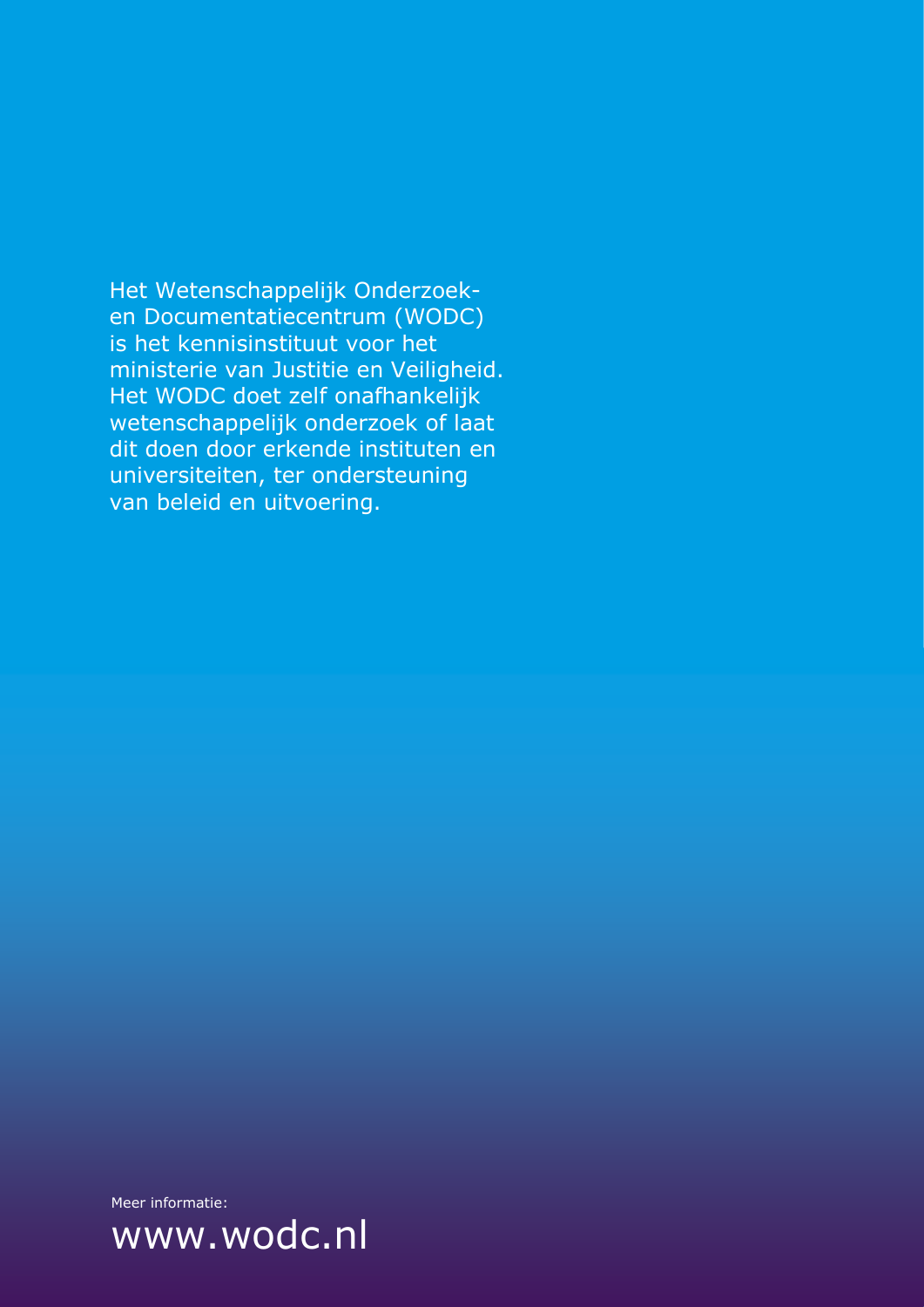Het Wetenschappelijk Onderzoek- en Documentatiecentrum (WODC) is het kennisinstituut voor het ministerie van Justitie en Veiligheid. Het WODC doet zelf onafhankelijk wetenschappelijk onderzoek of laat dit doen door erkende instituten en universiteiten, ter ondersteuning van beleid en uitvoering.

Meer informatie:

www.wodc.nl